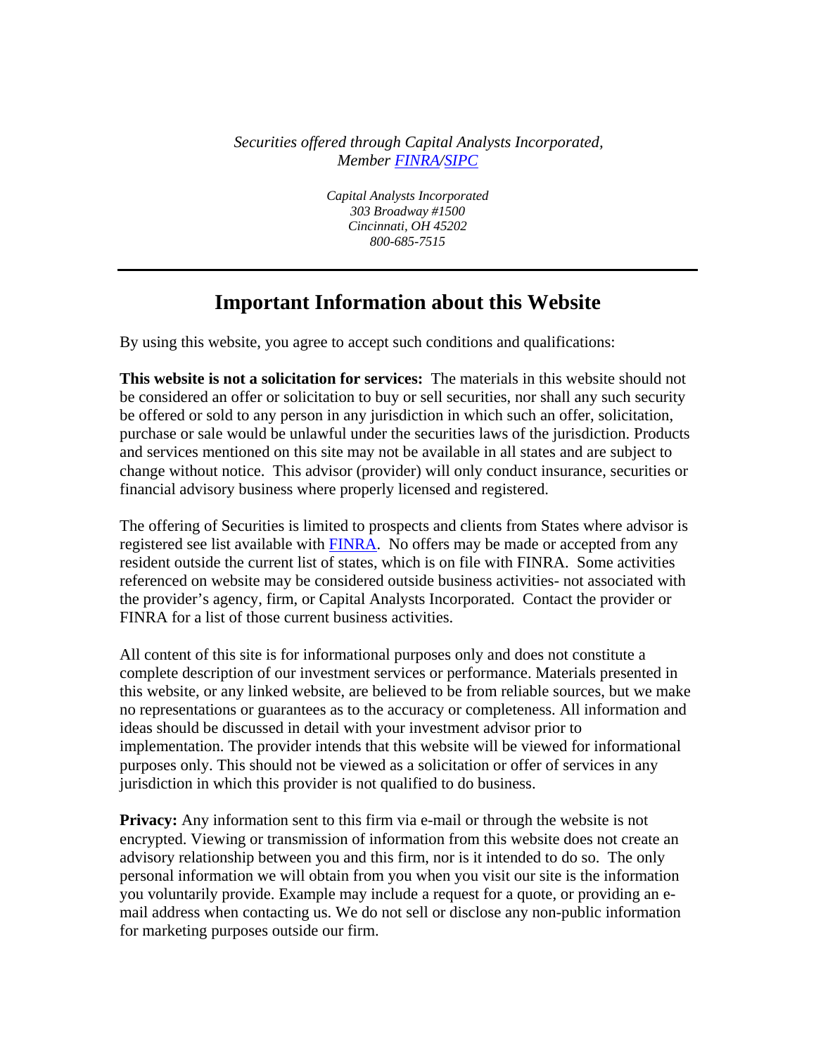*Securities offered through Capital Analysts Incorporated,*
*Member [FINRA](#)/[SIPC](#)*

*Capital Analysts Incorporated*
*303 Broadway #1500*
*Cincinnati, OH 45202*
*800-685-7515*

---

# Important Information about this Website

By using this website, you agree to accept such conditions and qualifications:

**This website is not a solicitation for services:** The materials in this website should not be considered an offer or solicitation to buy or sell securities, nor shall any such security be offered or sold to any person in any jurisdiction in which such an offer, solicitation, purchase or sale would be unlawful under the securities laws of the jurisdiction. Products and services mentioned on this site may not be available in all states and are subject to change without notice. This advisor (provider) will only conduct insurance, securities or financial advisory business where properly licensed and registered.

The offering of Securities is limited to prospects and clients from States where advisor is registered see list available with [FINRA](#). No offers may be made or accepted from any resident outside the current list of states, which is on file with FINRA. Some activities referenced on website may be considered outside business activities- not associated with the provider's agency, firm, or Capital Analysts Incorporated. Contact the provider or FINRA for a list of those current business activities.

All content of this site is for informational purposes only and does not constitute a complete description of our investment services or performance. Materials presented in this website, or any linked website, are believed to be from reliable sources, but we make no representations or guarantees as to the accuracy or completeness. All information and ideas should be discussed in detail with your investment advisor prior to implementation. The provider intends that this website will be viewed for informational purposes only. This should not be viewed as a solicitation or offer of services in any jurisdiction in which this provider is not qualified to do business.

**Privacy:** Any information sent to this firm via e-mail or through the website is not encrypted. Viewing or transmission of information from this website does not create an advisory relationship between you and this firm, nor is it intended to do so. The only personal information we will obtain from you when you visit our site is the information you voluntarily provide. Example may include a request for a quote, or providing an e-mail address when contacting us. We do not sell or disclose any non-public information for marketing purposes outside our firm.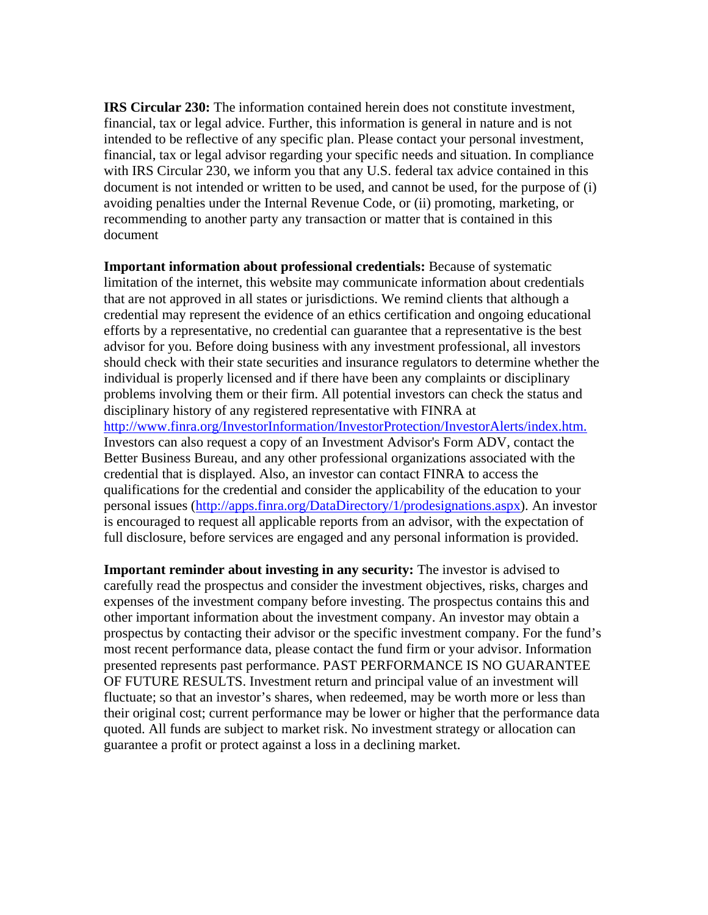**IRS Circular 230:** The information contained herein does not constitute investment, financial, tax or legal advice. Further, this information is general in nature and is not intended to be reflective of any specific plan. Please contact your personal investment, financial, tax or legal advisor regarding your specific needs and situation. In compliance with IRS Circular 230, we inform you that any U.S. federal tax advice contained in this document is not intended or written to be used, and cannot be used, for the purpose of (i) avoiding penalties under the Internal Revenue Code, or (ii) promoting, marketing, or recommending to another party any transaction or matter that is contained in this document

**Important information about professional credentials:** Because of systematic limitation of the internet, this website may communicate information about credentials that are not approved in all states or jurisdictions. We remind clients that although a credential may represent the evidence of an ethics certification and ongoing educational efforts by a representative, no credential can guarantee that a representative is the best advisor for you. Before doing business with any investment professional, all investors should check with their state securities and insurance regulators to determine whether the individual is properly licensed and if there have been any complaints or disciplinary problems involving them or their firm. All potential investors can check the status and disciplinary history of any registered representative with FINRA at http://www.finra.org/InvestorInformation/InvestorProtection/InvestorAlerts/index.htm. Investors can also request a copy of an Investment Advisor's Form ADV, contact the Better Business Bureau, and any other professional organizations associated with the credential that is displayed. Also, an investor can contact FINRA to access the qualifications for the credential and consider the applicability of the education to your personal issues (http://apps.finra.org/DataDirectory/1/prodesignations.aspx). An investor is encouraged to request all applicable reports from an advisor, with the expectation of full disclosure, before services are engaged and any personal information is provided.

**Important reminder about investing in any security:** The investor is advised to carefully read the prospectus and consider the investment objectives, risks, charges and expenses of the investment company before investing. The prospectus contains this and other important information about the investment company. An investor may obtain a prospectus by contacting their advisor or the specific investment company. For the fund's most recent performance data, please contact the fund firm or your advisor. Information presented represents past performance. PAST PERFORMANCE IS NO GUARANTEE OF FUTURE RESULTS. Investment return and principal value of an investment will fluctuate; so that an investor's shares, when redeemed, may be worth more or less than their original cost; current performance may be lower or higher that the performance data quoted. All funds are subject to market risk. No investment strategy or allocation can guarantee a profit or protect against a loss in a declining market.